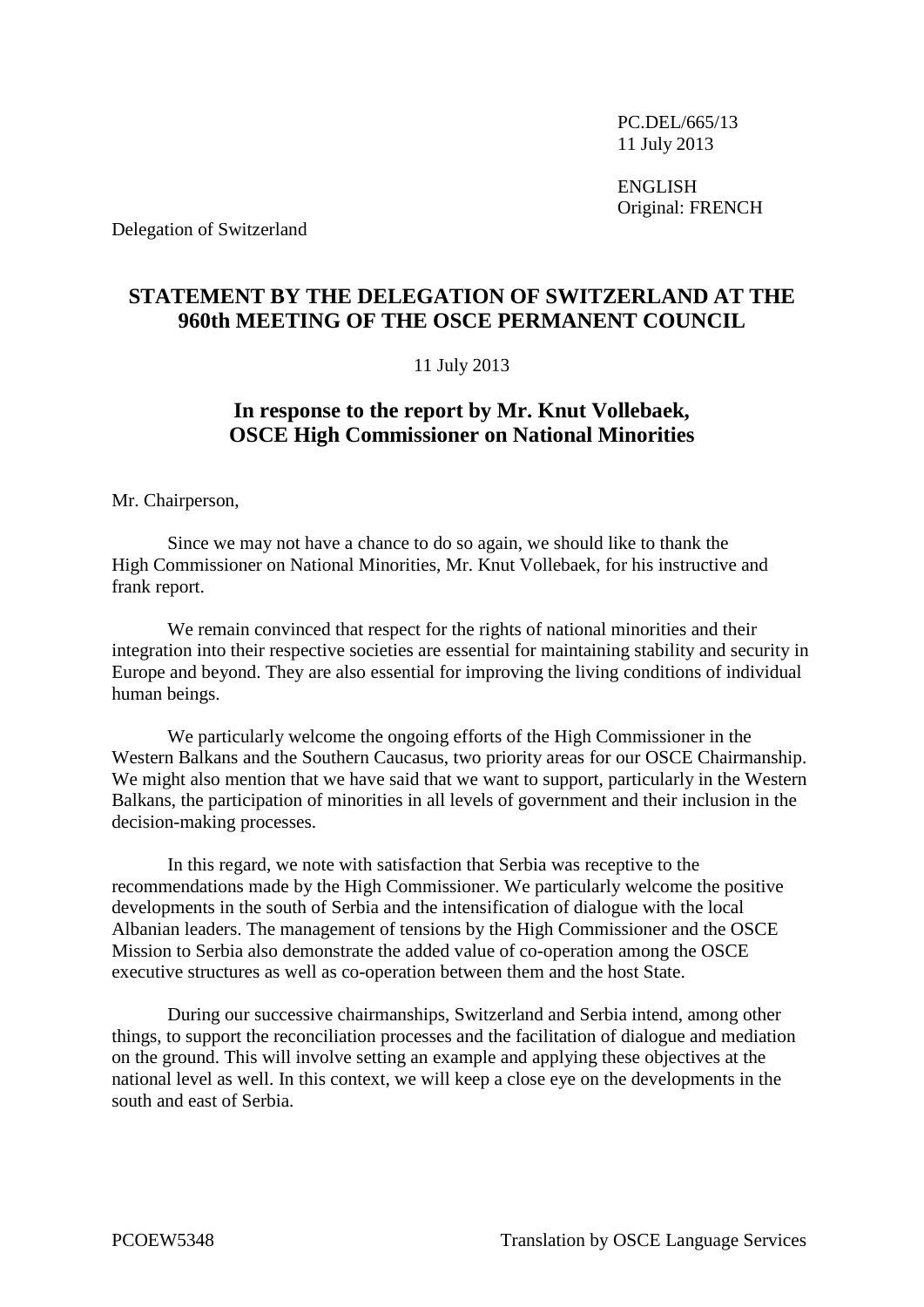PC.DEL/665/13
11 July 2013

ENGLISH
Original: FRENCH

Delegation of Switzerland

# STATEMENT BY THE DELEGATION OF SWITZERLAND AT THE 960th MEETING OF THE OSCE PERMANENT COUNCIL

11 July 2013

## In response to the report by Mr. Knut Vollebaek, OSCE High Commissioner on National Minorities

Mr. Chairperson,

Since we may not have a chance to do so again, we should like to thank the High Commissioner on National Minorities, Mr. Knut Vollebaek, for his instructive and frank report.

We remain convinced that respect for the rights of national minorities and their integration into their respective societies are essential for maintaining stability and security in Europe and beyond. They are also essential for improving the living conditions of individual human beings.

We particularly welcome the ongoing efforts of the High Commissioner in the Western Balkans and the Southern Caucasus, two priority areas for our OSCE Chairmanship. We might also mention that we have said that we want to support, particularly in the Western Balkans, the participation of minorities in all levels of government and their inclusion in the decision-making processes.

In this regard, we note with satisfaction that Serbia was receptive to the recommendations made by the High Commissioner. We particularly welcome the positive developments in the south of Serbia and the intensification of dialogue with the local Albanian leaders. The management of tensions by the High Commissioner and the OSCE Mission to Serbia also demonstrate the added value of co-operation among the OSCE executive structures as well as co-operation between them and the host State.

During our successive chairmanships, Switzerland and Serbia intend, among other things, to support the reconciliation processes and the facilitation of dialogue and mediation on the ground. This will involve setting an example and applying these objectives at the national level as well. In this context, we will keep a close eye on the developments in the south and east of Serbia.

PCOEW5348 Translation by OSCE Language Services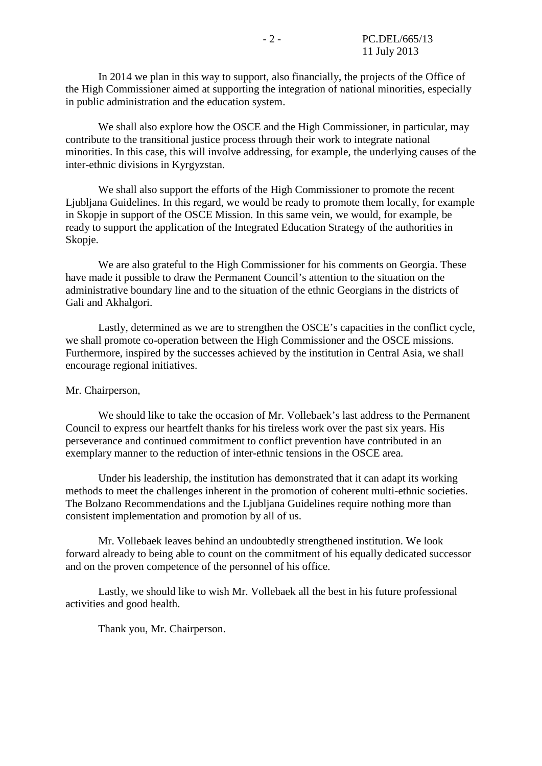In 2014 we plan in this way to support, also financially, the projects of the Office of the High Commissioner aimed at supporting the integration of national minorities, especially in public administration and the education system.

We shall also explore how the OSCE and the High Commissioner, in particular, may contribute to the transitional justice process through their work to integrate national minorities. In this case, this will involve addressing, for example, the underlying causes of the inter-ethnic divisions in Kyrgyzstan.

We shall also support the efforts of the High Commissioner to promote the recent Ljubljana Guidelines. In this regard, we would be ready to promote them locally, for example in Skopje in support of the OSCE Mission. In this same vein, we would, for example, be ready to support the application of the Integrated Education Strategy of the authorities in Skopje.

We are also grateful to the High Commissioner for his comments on Georgia. These have made it possible to draw the Permanent Council's attention to the situation on the administrative boundary line and to the situation of the ethnic Georgians in the districts of Gali and Akhalgori.

Lastly, determined as we are to strengthen the OSCE's capacities in the conflict cycle, we shall promote co-operation between the High Commissioner and the OSCE missions. Furthermore, inspired by the successes achieved by the institution in Central Asia, we shall encourage regional initiatives.

Mr. Chairperson,

We should like to take the occasion of Mr. Vollebaek's last address to the Permanent Council to express our heartfelt thanks for his tireless work over the past six years. His perseverance and continued commitment to conflict prevention have contributed in an exemplary manner to the reduction of inter-ethnic tensions in the OSCE area.

Under his leadership, the institution has demonstrated that it can adapt its working methods to meet the challenges inherent in the promotion of coherent multi-ethnic societies. The Bolzano Recommendations and the Ljubljana Guidelines require nothing more than consistent implementation and promotion by all of us.

Mr. Vollebaek leaves behind an undoubtedly strengthened institution. We look forward already to being able to count on the commitment of his equally dedicated successor and on the proven competence of the personnel of his office.

Lastly, we should like to wish Mr. Vollebaek all the best in his future professional activities and good health.

Thank you, Mr. Chairperson.